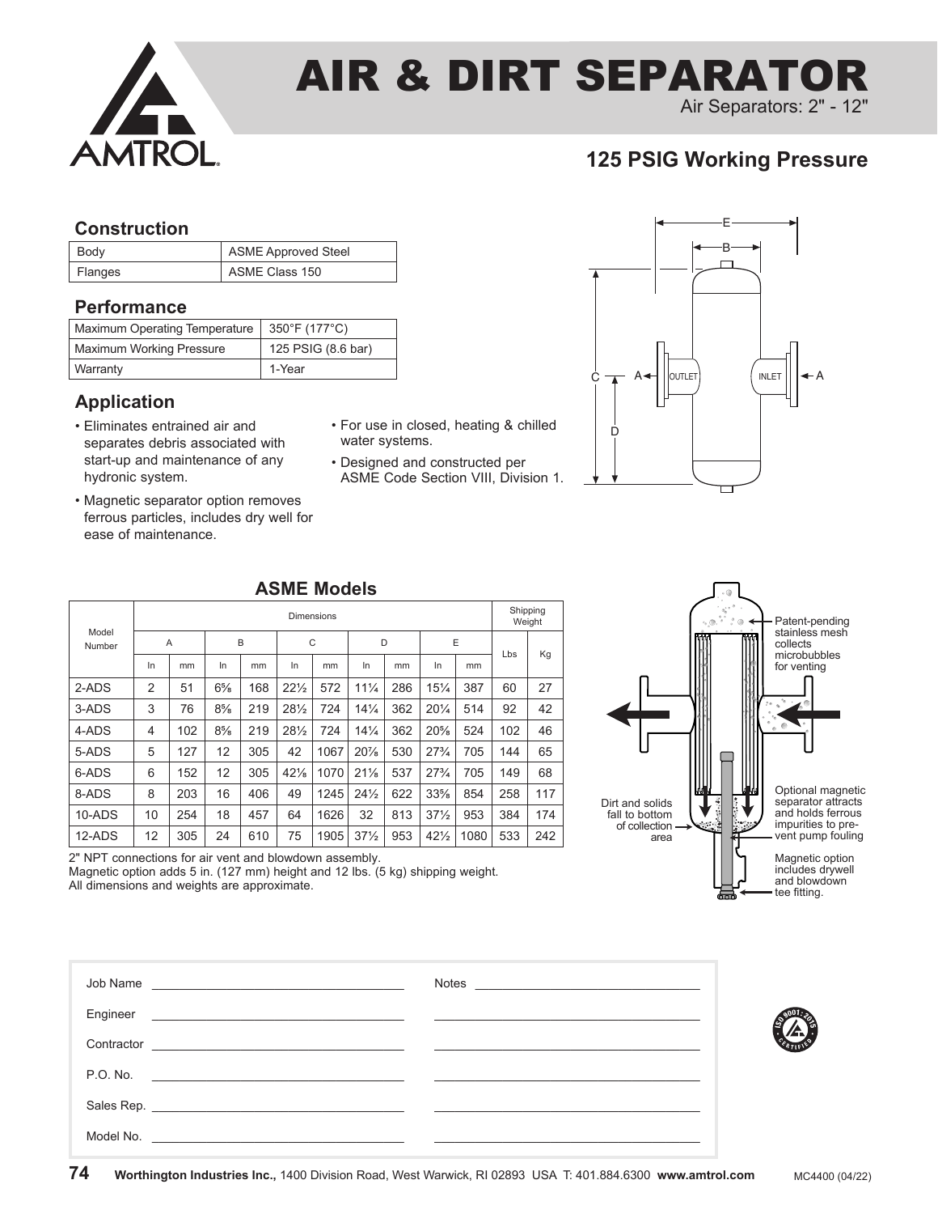# AIR & DIRT SEPARATOR

Air Separators: 2" - 12"

## 125 PSIG Working Pressure

### Construction

| Body | ASME Approved Steel |
|---|---|
| Flanges | ASME Class 150 |

### Performance

| Maximum Operating Temperature | 350°F (177°C) |
|---|---|
| Maximum Working Pressure | 125 PSIG (8.6 bar) |
| Warranty | 1-Year |

### Application

- Eliminates entrained air and separates debris associated with start-up and maintenance of any hydronic system.
- Magnetic separator option removes ferrous particles, includes dry well for ease of maintenance.
- For use in closed, heating & chilled water systems.
- Designed and constructed per ASME Code Section VIII, Division 1.

### ASME Models

| Model Number | Dimensions | | | | | | | | | | Shipping Weight | |
|---|---|---|---|---|---|---|---|---|---|---|---|---|
| | A | | B | | C | | D | | E | | Lbs | Kg |
| | In | mm | In | mm | In | mm | In | mm | In | mm | | |
| 2-ADS | 2 | 51 | 6⅝ | 168 | 22½ | 572 | 11¼ | 286 | 15¼ | 387 | 60 | 27 |
| 3-ADS | 3 | 76 | 8⅝ | 219 | 28½ | 724 | 14¼ | 362 | 20¼ | 514 | 92 | 42 |
| 4-ADS | 4 | 102 | 8⅝ | 219 | 28½ | 724 | 14¼ | 362 | 20⅝ | 524 | 102 | 46 |
| 5-ADS | 5 | 127 | 12 | 305 | 42 | 1067 | 20⅞ | 530 | 27¾ | 705 | 144 | 65 |
| 6-ADS | 6 | 152 | 12 | 305 | 42⅛ | 1070 | 21⅛ | 537 | 27¾ | 705 | 149 | 68 |
| 8-ADS | 8 | 203 | 16 | 406 | 49 | 1245 | 24½ | 622 | 33⅝ | 854 | 258 | 117 |
| 10-ADS | 10 | 254 | 18 | 457 | 64 | 1626 | 32 | 813 | 37½ | 953 | 384 | 174 |
| 12-ADS | 12 | 305 | 24 | 610 | 75 | 1905 | 37½ | 953 | 42½ | 1080 | 533 | 242 |

2" NPT connections for air vent and blowdown assembly.
Magnetic option adds 5 in. (127 mm) height and 12 lbs. (5 kg) shipping weight.
All dimensions and weights are approximate.

Patent-pending stainless mesh collects microbubbles for venting

Dirt and solids fall to bottom of collection area

Optional magnetic separator attracts and holds ferrous impurities to prevent pump fouling

Magnetic option includes drywell and blowdown tee fitting.

Job Name ____________________

Engineer ____________________

Contractor ____________________

P.O. No. ____________________

Sales Rep. ____________________

Model No. ____________________

Notes ____________________

**Worthington Industries Inc.,** 1400 Division Road, West Warwick, RI 02893 USA T: 401.884.6300 **www.amtrol.com** MC4400 (04/22)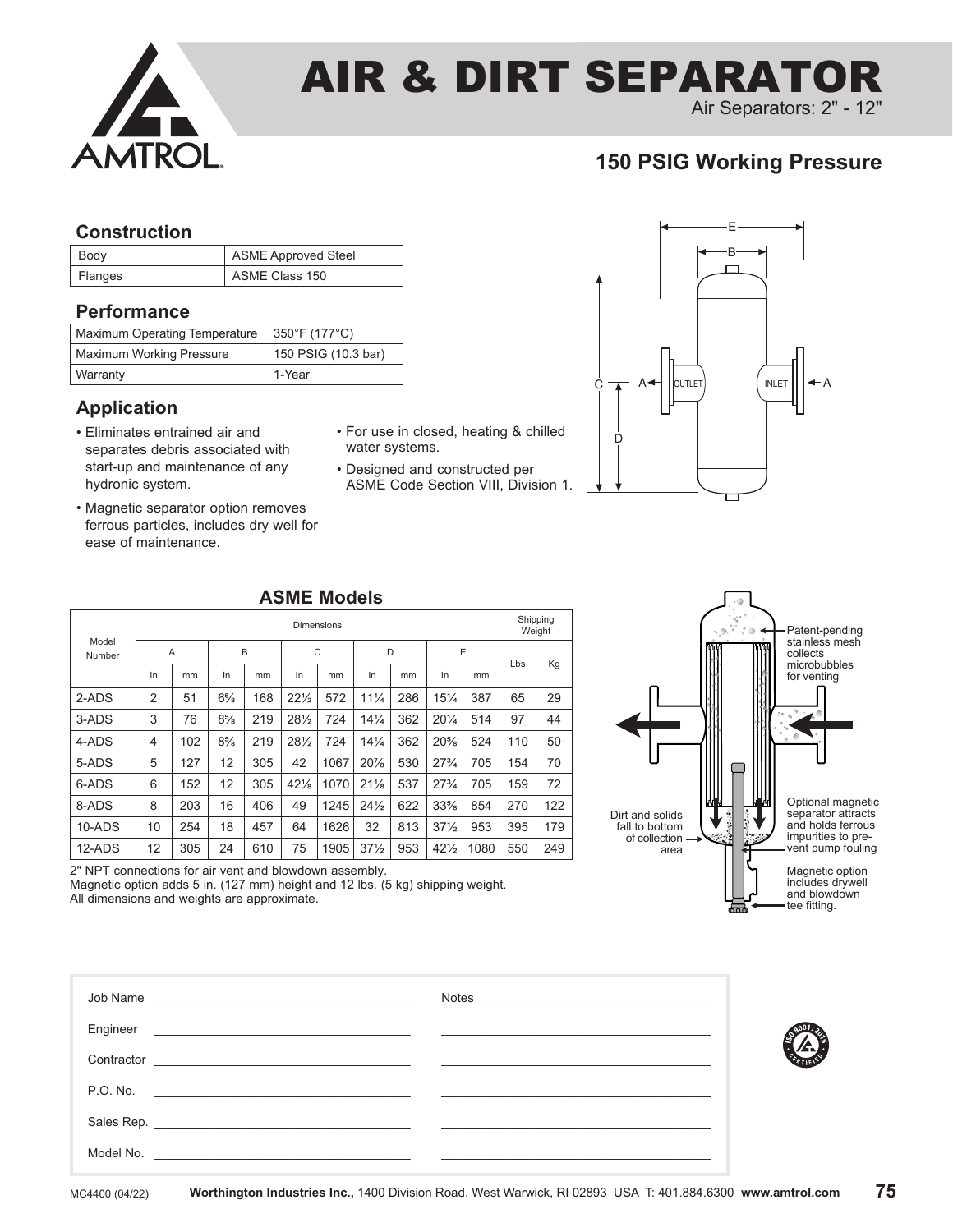# AIR & DIRT SEPARATOR

Air Separators: 2" - 12"

## 150 PSIG Working Pressure

### Construction

| | |
|---|---|
| Body | ASME Approved Steel |
| Flanges | ASME Class 150 |

### Performance

| | |
|---|---|
| Maximum Operating Temperature | 350°F (177°C) |
| Maximum Working Pressure | 150 PSIG (10.3 bar) |
| Warranty | 1-Year |

### Application

- Eliminates entrained air and separates debris associated with start-up and maintenance of any hydronic system.
- Magnetic separator option removes ferrous particles, includes dry well for ease of maintenance.
- For use in closed, heating & chilled water systems.
- Designed and constructed per ASME Code Section VIII, Division 1.

E
B
C
A
OUTLET
INLET
A
D

### ASME Models

| Model Number | Dimensions | | | | | | | | | | Shipping Weight | |
|---|---|---|---|---|---|---|---|---|---|---|---|---|
| | A | | B | | C | | D | | E | | Lbs | Kg |
| | In | mm | In | mm | In | mm | In | mm | In | mm | | |
| 2-ADS | 2 | 51 | 6⅝ | 168 | 22½ | 572 | 11¼ | 286 | 15¼ | 387 | 65 | 29 |
| 3-ADS | 3 | 76 | 8⅝ | 219 | 28½ | 724 | 14¼ | 362 | 20¼ | 514 | 97 | 44 |
| 4-ADS | 4 | 102 | 8⅝ | 219 | 28½ | 724 | 14¼ | 362 | 20⅝ | 524 | 110 | 50 |
| 5-ADS | 5 | 127 | 12 | 305 | 42 | 1067 | 20⅞ | 530 | 27¾ | 705 | 154 | 70 |
| 6-ADS | 6 | 152 | 12 | 305 | 42⅛ | 1070 | 21⅛ | 537 | 27¾ | 705 | 159 | 72 |
| 8-ADS | 8 | 203 | 16 | 406 | 49 | 1245 | 24½ | 622 | 33⅝ | 854 | 270 | 122 |
| 10-ADS | 10 | 254 | 18 | 457 | 64 | 1626 | 32 | 813 | 37½ | 953 | 395 | 179 |
| 12-ADS | 12 | 305 | 24 | 610 | 75 | 1905 | 37½ | 953 | 42½ | 1080 | 550 | 249 |

2" NPT connections for air vent and blowdown assembly.
Magnetic option adds 5 in. (127 mm) height and 12 lbs. (5 kg) shipping weight.
All dimensions and weights are approximate.

Patent-pending stainless mesh collects microbubbles for venting

Dirt and solids fall to bottom of collection area

Optional magnetic separator attracts and holds ferrous impurities to prevent pump fouling

Magnetic option includes drywell and blowdown tee fitting.

Job Name ______________________ Notes ______________________

Engineer ______________________

Contractor ______________________

P.O. No. ______________________

Sales Rep. ______________________

Model No. ______________________

MC4400 (04/22) **Worthington Industries Inc.,** 1400 Division Road, West Warwick, RI 02893 USA T: 401.884.6300 **www.amtrol.com**